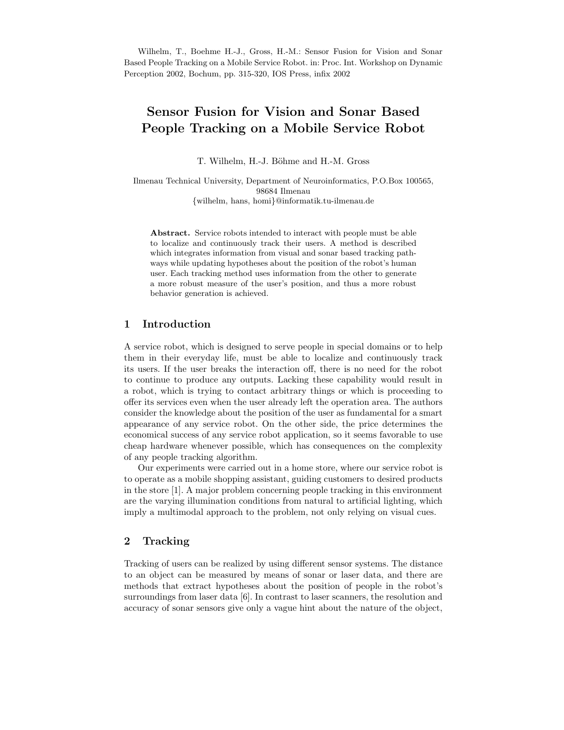Wilhelm, T., Boehme H.-J., Gross, H.-M.: Sensor Fusion for Vision and Sonar Based People Tracking on a Mobile Service Robot. in: Proc. Int. Workshop on Dynamic Perception 2002, Bochum, pp. 315-320, IOS Press, infix 2002

# Sensor Fusion for Vision and Sonar Based People Tracking on a Mobile Service Robot

T. Wilhelm, H.-J. Böhme and H.-M. Gross

Ilmenau Technical University, Department of Neuroinformatics, P.O.Box 100565, 98684 Ilmenau
{wilhelm, hans, homi}@informatik.tu-ilmenau.de

**Abstract.** Service robots intended to interact with people must be able to localize and continuously track their users. A method is described which integrates information from visual and sonar based tracking pathways while updating hypotheses about the position of the robot's human user. Each tracking method uses information from the other to generate a more robust measure of the user's position, and thus a more robust behavior generation is achieved.

## 1 Introduction

A service robot, which is designed to serve people in special domains or to help them in their everyday life, must be able to localize and continuously track its users. If the user breaks the interaction off, there is no need for the robot to continue to produce any outputs. Lacking these capability would result in a robot, which is trying to contact arbitrary things or which is proceeding to offer its services even when the user already left the operation area. The authors consider the knowledge about the position of the user as fundamental for a smart appearance of any service robot. On the other side, the price determines the economical success of any service robot application, so it seems favorable to use cheap hardware whenever possible, which has consequences on the complexity of any people tracking algorithm.

Our experiments were carried out in a home store, where our service robot is to operate as a mobile shopping assistant, guiding customers to desired products in the store [1]. A major problem concerning people tracking in this environment are the varying illumination conditions from natural to artificial lighting, which imply a multimodal approach to the problem, not only relying on visual cues.

## 2 Tracking

Tracking of users can be realized by using different sensor systems. The distance to an object can be measured by means of sonar or laser data, and there are methods that extract hypotheses about the position of people in the robot's surroundings from laser data [6]. In contrast to laser scanners, the resolution and accuracy of sonar sensors give only a vague hint about the nature of the object,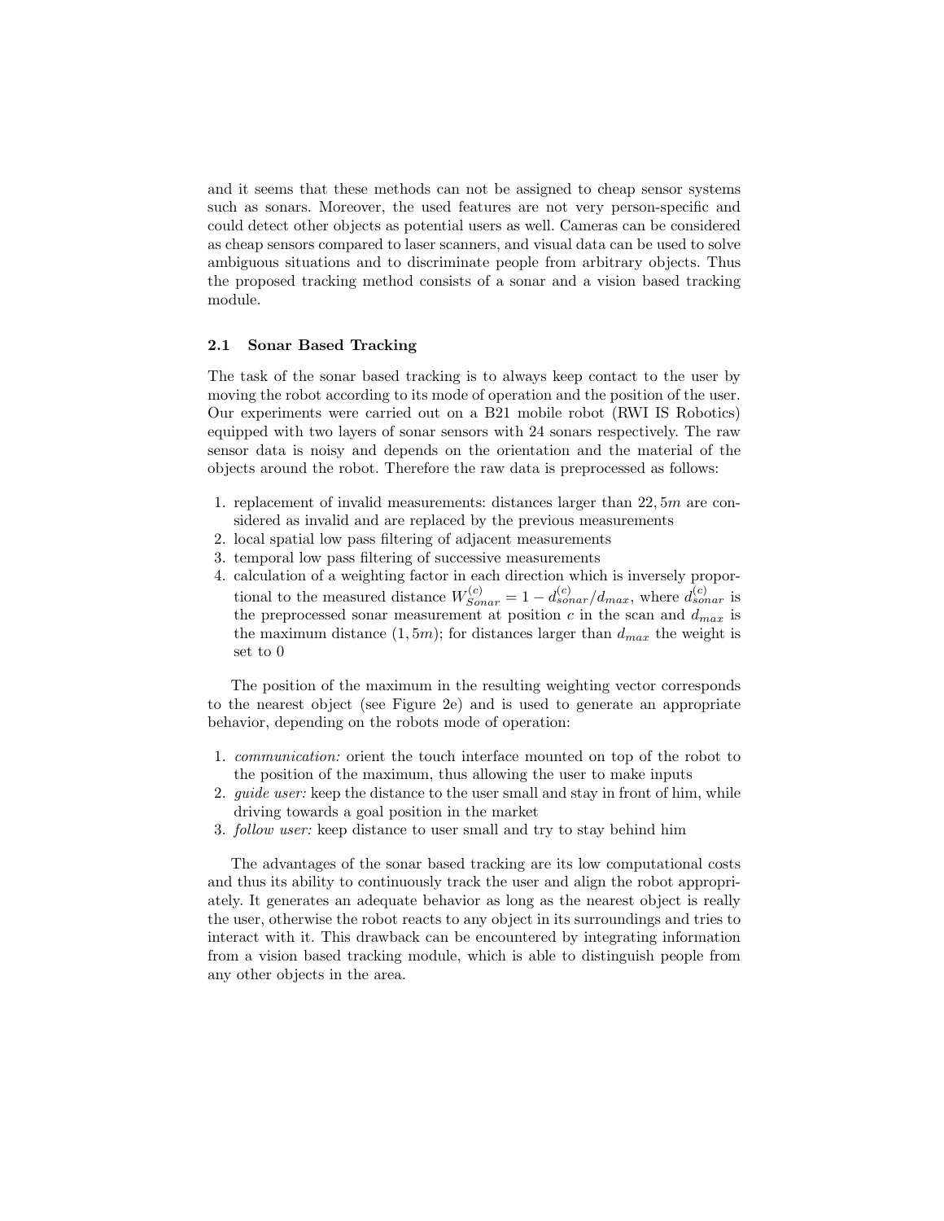and it seems that these methods can not be assigned to cheap sensor systems such as sonars. Moreover, the used features are not very person-specific and could detect other objects as potential users as well. Cameras can be considered as cheap sensors compared to laser scanners, and visual data can be used to solve ambiguous situations and to discriminate people from arbitrary objects. Thus the proposed tracking method consists of a sonar and a vision based tracking module.

### 2.1 Sonar Based Tracking

The task of the sonar based tracking is to always keep contact to the user by moving the robot according to its mode of operation and the position of the user. Our experiments were carried out on a B21 mobile robot (RWI IS Robotics) equipped with two layers of sonar sensors with 24 sonars respectively. The raw sensor data is noisy and depends on the orientation and the material of the objects around the robot. Therefore the raw data is preprocessed as follows:

1. replacement of invalid measurements: distances larger than $22,5m$ are considered as invalid and are replaced by the previous measurements
2. local spatial low pass filtering of adjacent measurements
3. temporal low pass filtering of successive measurements
4. calculation of a weighting factor in each direction which is inversely proportional to the measured distance $W^{(c)}_{Sonar} = 1 - d^{(c)}_{sonar}/d_{max}$, where $d^{(c)}_{sonar}$ is the preprocessed sonar measurement at position $c$ in the scan and $d_{max}$ is the maximum distance $(1,5m)$; for distances larger than $d_{max}$ the weight is set to 0

The position of the maximum in the resulting weighting vector corresponds to the nearest object (see Figure 2e) and is used to generate an appropriate behavior, depending on the robots mode of operation:

1. *communication:* orient the touch interface mounted on top of the robot to the position of the maximum, thus allowing the user to make inputs
2. *guide user:* keep the distance to the user small and stay in front of him, while driving towards a goal position in the market
3. *follow user:* keep distance to user small and try to stay behind him

The advantages of the sonar based tracking are its low computational costs and thus its ability to continuously track the user and align the robot appropriately. It generates an adequate behavior as long as the nearest object is really the user, otherwise the robot reacts to any object in its surroundings and tries to interact with it. This drawback can be encountered by integrating information from a vision based tracking module, which is able to distinguish people from any other objects in the area.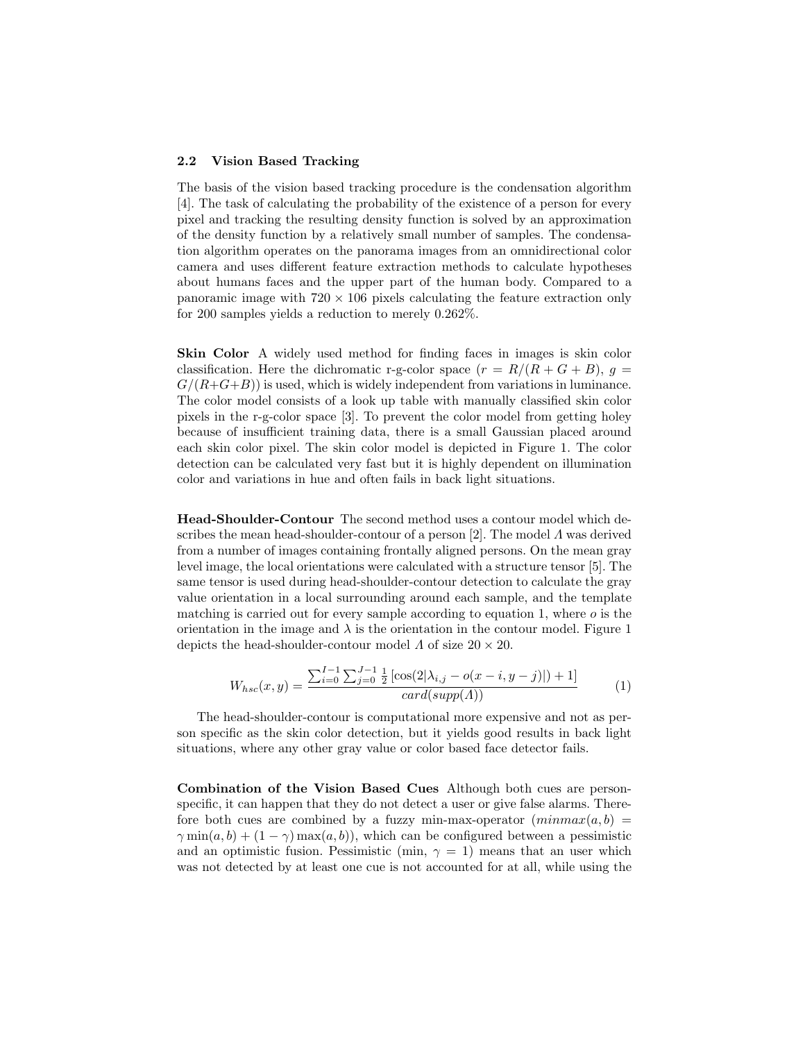### 2.2 Vision Based Tracking

The basis of the vision based tracking procedure is the condensation algorithm [4]. The task of calculating the probability of the existence of a person for every pixel and tracking the resulting density function is solved by an approximation of the density function by a relatively small number of samples. The condensation algorithm operates on the panorama images from an omnidirectional color camera and uses different feature extraction methods to calculate hypotheses about humans faces and the upper part of the human body. Compared to a panoramic image with $720 \times 106$ pixels calculating the feature extraction only for 200 samples yields a reduction to merely 0.262%.

**Skin Color** A widely used method for finding faces in images is skin color classification. Here the dichromatic r-g-color space ($r = R/(R + G + B)$, $g = G/(R+G+B)$) is used, which is widely independent from variations in luminance. The color model consists of a look up table with manually classified skin color pixels in the r-g-color space [3]. To prevent the color model from getting holey because of insufficient training data, there is a small Gaussian placed around each skin color pixel. The skin color model is depicted in Figure 1. The color detection can be calculated very fast but it is highly dependent on illumination color and variations in hue and often fails in back light situations.

**Head-Shoulder-Contour** The second method uses a contour model which describes the mean head-shoulder-contour of a person [2]. The model $\Lambda$ was derived from a number of images containing frontally aligned persons. On the mean gray level image, the local orientations were calculated with a structure tensor [5]. The same tensor is used during head-shoulder-contour detection to calculate the gray value orientation in a local surrounding around each sample, and the template matching is carried out for every sample according to equation 1, where $o$ is the orientation in the image and $\lambda$ is the orientation in the contour model. Figure 1 depicts the head-shoulder-contour model $\Lambda$ of size $20 \times 20$.

$$W_{hsc}(x, y) = \frac{\sum_{i=0}^{I-1} \sum_{j=0}^{J-1} \frac{1}{2} \left[\cos(2|\lambda_{i,j} - o(x-i, y-j)|) + 1\right]}{card(supp(\Lambda))} \tag{1}$$

The head-shoulder-contour is computational more expensive and not as person specific as the skin color detection, but it yields good results in back light situations, where any other gray value or color based face detector fails.

**Combination of the Vision Based Cues** Although both cues are person-specific, it can happen that they do not detect a user or give false alarms. Therefore both cues are combined by a fuzzy min-max-operator ($minmax(a, b) = \gamma \min(a, b) + (1 - \gamma) \max(a, b)$), which can be configured between a pessimistic and an optimistic fusion. Pessimistic (min, $\gamma = 1$) means that an user which was not detected by at least one cue is not accounted for at all, while using the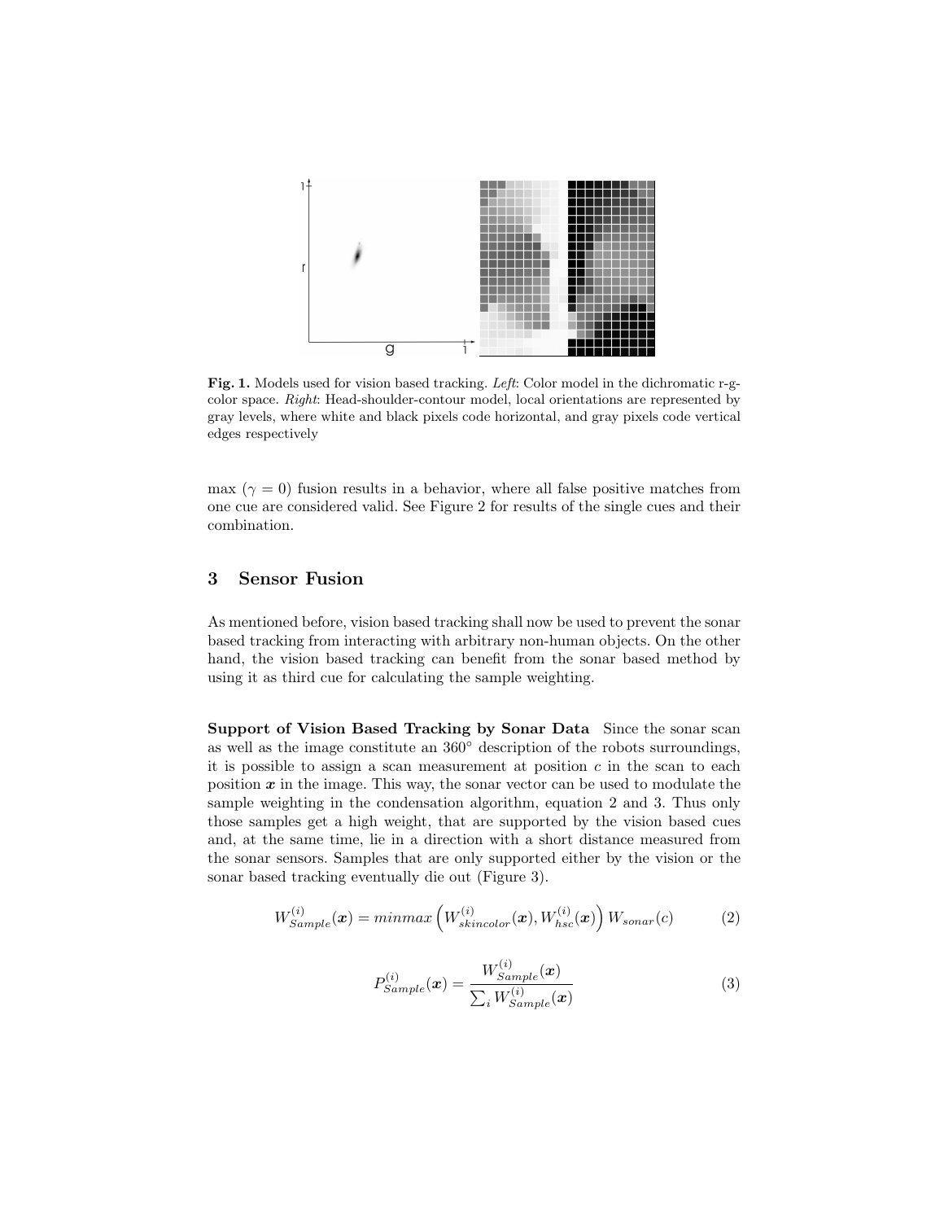**Fig. 1.** Models used for vision based tracking. *Left*: Color model in the dichromatic r-g-color space. *Right*: Head-shoulder-contour model, local orientations are represented by gray levels, where white and black pixels code horizontal, and gray pixels code vertical edges respectively

max ($\gamma = 0$) fusion results in a behavior, where all false positive matches from one cue are considered valid. See Figure 2 for results of the single cues and their combination.

## 3 Sensor Fusion

As mentioned before, vision based tracking shall now be used to prevent the sonar based tracking from interacting with arbitrary non-human objects. On the other hand, the vision based tracking can benefit from the sonar based method by using it as third cue for calculating the sample weighting.

**Support of Vision Based Tracking by Sonar Data** Since the sonar scan as well as the image constitute an 360° description of the robots surroundings, it is possible to assign a scan measurement at position $c$ in the scan to each position $\boldsymbol{x}$ in the image. This way, the sonar vector can be used to modulate the sample weighting in the condensation algorithm, equation 2 and 3. Thus only those samples get a high weight, that are supported by the vision based cues and, at the same time, lie in a direction with a short distance measured from the sonar sensors. Samples that are only supported either by the vision or the sonar based tracking eventually die out (Figure 3).

$$W_{Sample}^{(i)}(\boldsymbol{x}) = minmax\left(W_{skincolor}^{(i)}(\boldsymbol{x}), W_{hsc}^{(i)}(\boldsymbol{x})\right) W_{sonar}(c) \tag{2}$$

$$P_{Sample}^{(i)}(\boldsymbol{x}) = \frac{W_{Sample}^{(i)}(\boldsymbol{x})}{\sum_i W_{Sample}^{(i)}(\boldsymbol{x})} \tag{3}$$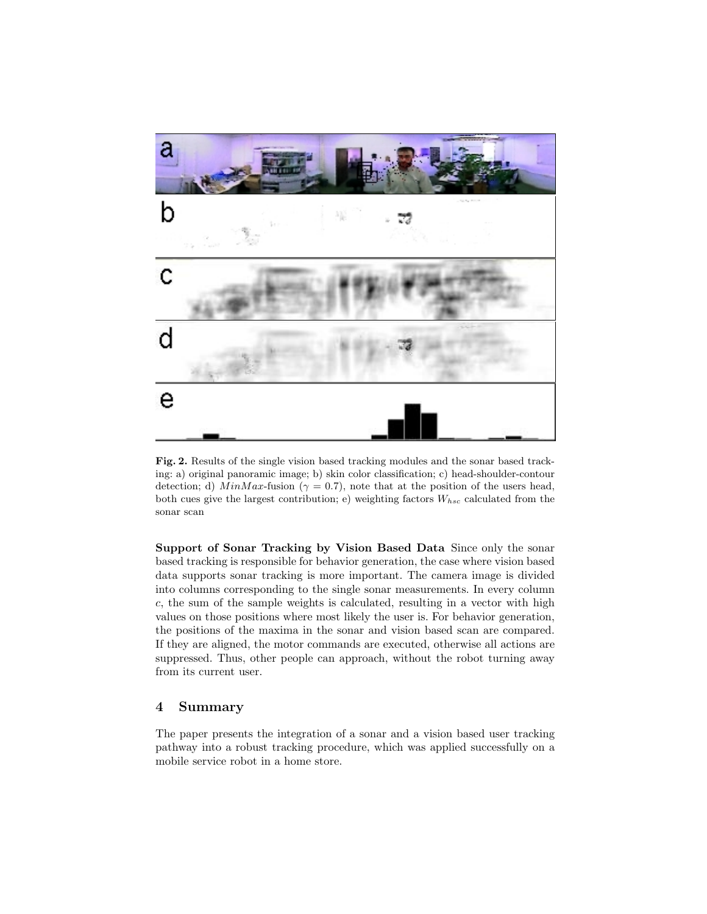**Fig. 2.** Results of the single vision based tracking modules and the sonar based tracking: a) original panoramic image; b) skin color classification; c) head-shoulder-contour detection; d) *MinMax*-fusion ($\gamma = 0.7$), note that at the position of the users head, both cues give the largest contribution; e) weighting factors $W_{hsc}$ calculated from the sonar scan

**Support of Sonar Tracking by Vision Based Data** Since only the sonar based tracking is responsible for behavior generation, the case where vision based data supports sonar tracking is more important. The camera image is divided into columns corresponding to the single sonar measurements. In every column $c$, the sum of the sample weights is calculated, resulting in a vector with high values on those positions where most likely the user is. For behavior generation, the positions of the maxima in the sonar and vision based scan are compared. If they are aligned, the motor commands are executed, otherwise all actions are suppressed. Thus, other people can approach, without the robot turning away from its current user.

## 4 Summary

The paper presents the integration of a sonar and a vision based user tracking pathway into a robust tracking procedure, which was applied successfully on a mobile service robot in a home store.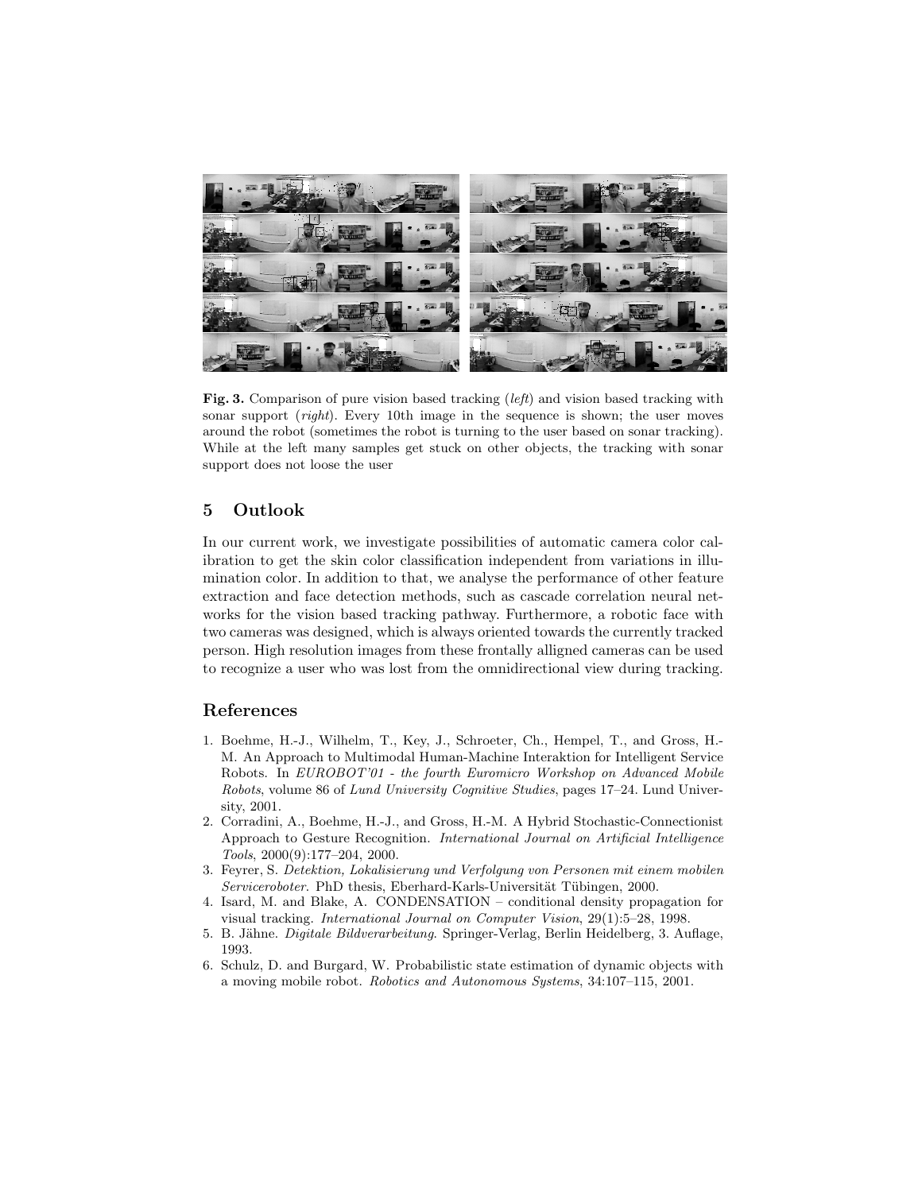**Fig. 3.** Comparison of pure vision based tracking (*left*) and vision based tracking with sonar support (*right*). Every 10th image in the sequence is shown; the user moves around the robot (sometimes the robot is turning to the user based on sonar tracking). While at the left many samples get stuck on other objects, the tracking with sonar support does not loose the user

## 5 Outlook

In our current work, we investigate possibilities of automatic camera color calibration to get the skin color classification independent from variations in illumination color. In addition to that, we analyse the performance of other feature extraction and face detection methods, such as cascade correlation neural networks for the vision based tracking pathway. Furthermore, a robotic face with two cameras was designed, which is always oriented towards the currently tracked person. High resolution images from these frontally alligned cameras can be used to recognize a user who was lost from the omnidirectional view during tracking.

## References

1. Boehme, H.-J., Wilhelm, T., Key, J., Schroeter, Ch., Hempel, T., and Gross, H.-M. An Approach to Multimodal Human-Machine Interaktion for Intelligent Service Robots. In *EUROBOT'01 - the fourth Euromicro Workshop on Advanced Mobile Robots*, volume 86 of *Lund University Cognitive Studies*, pages 17–24. Lund University, 2001.
2. Corradini, A., Boehme, H.-J., and Gross, H.-M. A Hybrid Stochastic-Connectionist Approach to Gesture Recognition. *International Journal on Artificial Intelligence Tools*, 2000(9):177–204, 2000.
3. Feyrer, S. *Detektion, Lokalisierung und Verfolgung von Personen mit einem mobilen Serviceroboter*. PhD thesis, Eberhard-Karls-Universität Tübingen, 2000.
4. Isard, M. and Blake, A. CONDENSATION – conditional density propagation for visual tracking. *International Journal on Computer Vision*, 29(1):5–28, 1998.
5. B. Jähne. *Digitale Bildverarbeitung*. Springer-Verlag, Berlin Heidelberg, 3. Auflage, 1993.
6. Schulz, D. and Burgard, W. Probabilistic state estimation of dynamic objects with a moving mobile robot. *Robotics and Autonomous Systems*, 34:107–115, 2001.